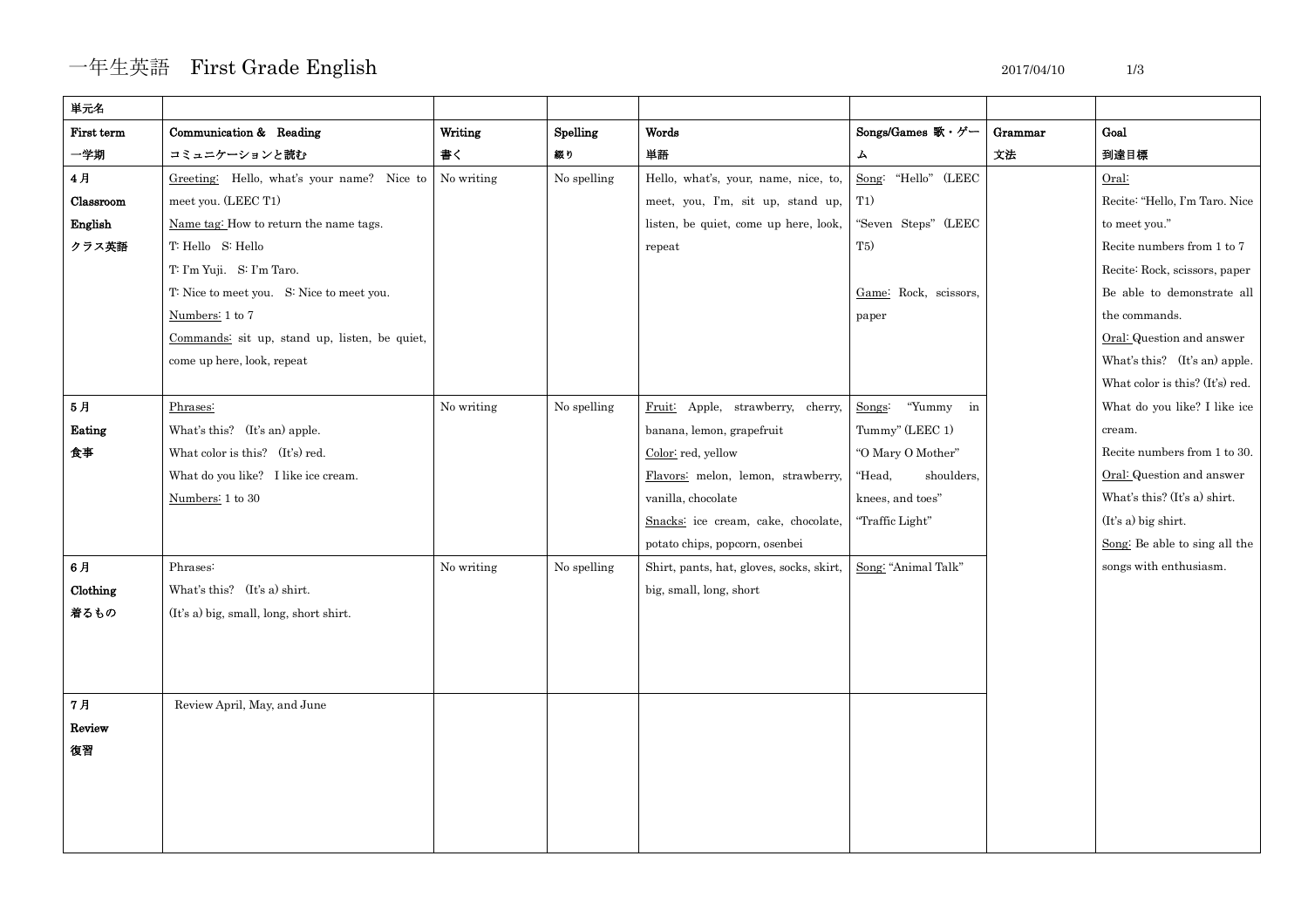# 一年生英語　First Grade English

2017/04/10

| 単元名 | | | | | | | |
|---|---|---|---|---|---|---|---|
| **First term**<br>**一学期** | **Communication & Reading**<br>**コミュニケーションと読む** | **Writing**<br>**書く** | **Spelling**<br>**綴り** | **Words**<br>**単語** | **Songs/Games 歌・ゲーム** | **Grammar**<br>**文法** | **Goal**<br>**到達目標** |
| **4月**<br>**Classroom English**<br>**クラス英語** | Greeting: Hello, what's your name? Nice to meet you. (LEEC T1)<br>Name tag: How to return the name tags.<br>T: Hello S: Hello<br>T: I'm Yuji. S: I'm Taro.<br>T: Nice to meet you. S: Nice to meet you.<br>Numbers: 1 to 7<br>Commands: sit up, stand up, listen, be quiet, come up here, look, repeat | No writing | No spelling | Hello, what's, your, name, nice, to, meet, you, I'm, sit up, stand up, listen, be quiet, come up here, look, repeat | Song: "Hello" (LEEC T1)<br>"Seven Steps" (LEEC T5)<br><br>Game: Rock, scissors, paper | | Oral:<br>Recite: "Hello, I'm Taro. Nice to meet you."<br>Recite numbers from 1 to 7<br>Recite: Rock, scissors, paper<br>Be able to demonstrate all the commands.<br>Oral: Question and answer<br>What's this? (It's an) apple.<br>What color is this? (It's) red.<br>What do you like? I like ice cream.<br>Recite numbers from 1 to 30.<br>Oral: Question and answer<br>What's this? (It's a) shirt.<br>(It's a) big shirt.<br>Song: Be able to sing all the songs with enthusiasm. |
| **5月**<br>**Eating**<br>**食事** | Phrases:<br>What's this? (It's an) apple.<br>What color is this? (It's) red.<br>What do you like? I like ice cream.<br>Numbers: 1 to 30 | No writing | No spelling | Fruit: Apple, strawberry, cherry, banana, lemon, grapefruit<br>Color: red, yellow<br>Flavors: melon, lemon, strawberry, vanilla, chocolate<br>Snacks: ice cream, cake, chocolate, potato chips, popcorn, osenbei | Songs: "Yummy in Tummy" (LEEC 1)<br>"O Mary O Mother"<br>"Head, shoulders, knees, and toes"<br>"Traffic Light" | | |
| **6月**<br>**Clothing**<br>**着るもの** | Phrases:<br>What's this? (It's a) shirt.<br>(It's a) big, small, long, short shirt. | No writing | No spelling | Shirt, pants, hat, gloves, socks, skirt, big, small, long, short | Song: "Animal Talk" | | |
| **7月**<br>**Review**<br>**復習** | Review April, May, and June | | | | | | |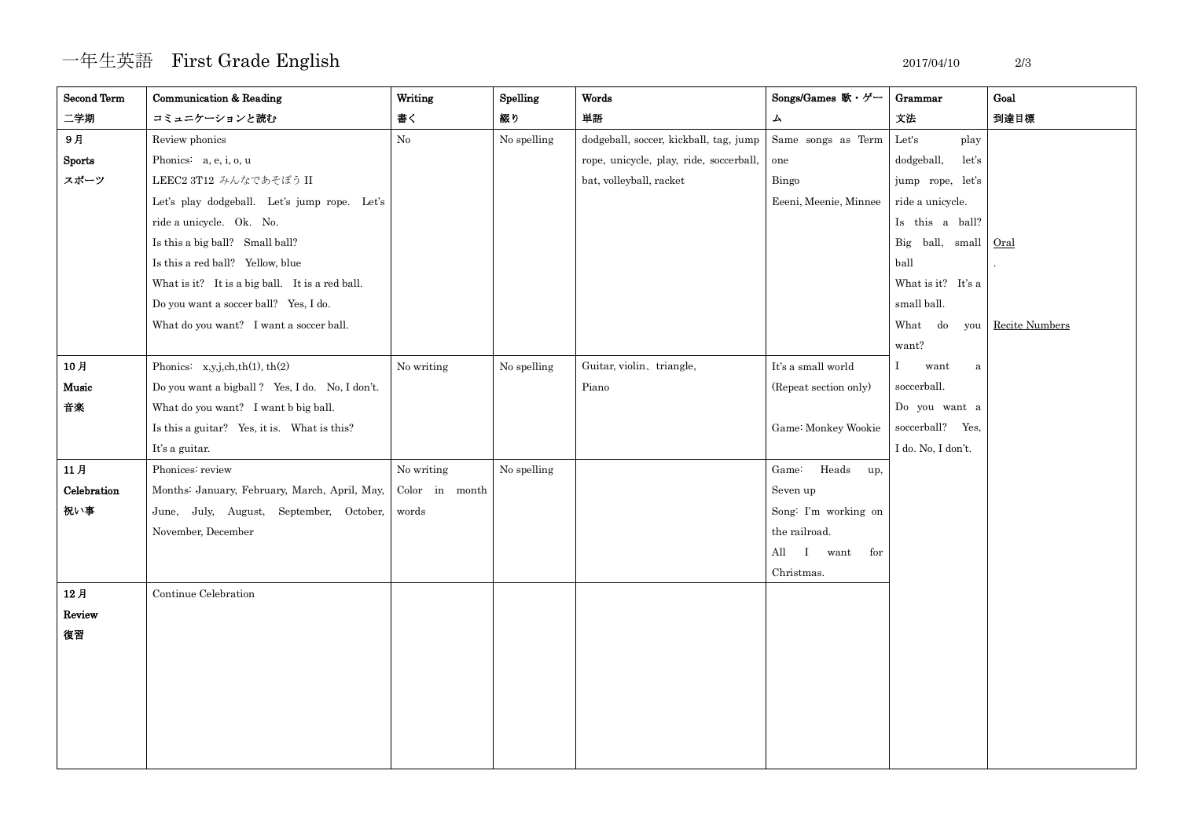# 一年生英語　First Grade English

2017/04/10

| Second Term 二学期 | Communication & Reading コミュニケーションと読む | Writing 書く | Spelling 綴り | Words 単語 | Songs/Games 歌・ゲーム | Grammar 文法 | Goal 到達目標 |
|---|---|---|---|---|---|---|---|
| ９月 Sports スポーツ | Review phonics<br>Phonics: a, e, i, o, u<br>LEEC2 3T12 みんなであそぼう II<br>Let's play dodgeball. Let's jump rope. Let's ride a unicycle. Ok. No.<br>Is this a big ball? Small ball?<br>Is this a red ball? Yellow, blue<br>What is it? It is a big ball. It is a red ball.<br>Do you want a soccer ball? Yes, I do.<br>What do you want? I want a soccer ball. | No | No spelling | dodgeball, soccer, kickball, tag, jump rope, unicycle, play, ride, soccerball, bat, volleyball, racket | Same songs as Term one<br>Bingo<br>Eeeni, Meenie, Minnee | Let's play dodgeball, let's jump rope, let's ride a unicycle.<br>Is this a ball? Big ball, small ball<br>What is it? It's a small ball.<br>What do you want?<br>I want a soccerball.<br>Do you want a soccerball? Yes, I do. No, I don't. | Oral<br>.<br><br>Recite Numbers |
| 10月 Music 音楽 | Phonics: x,y,j,ch,th(1), th(2)<br>Do you want a bigball? Yes, I do. No, I don't.<br>What do you want? I want b big ball.<br>Is this a guitar? Yes, it is. What is this?<br>It's a guitar. | No writing | No spelling | Guitar, violin、triangle,<br>Piano | It's a small world<br>(Repeat section only)<br><br>Game: Monkey Wookie | | |
| 11月 Celebration 祝い事 | Phonices: review<br>Months: January, February, March, April, May, June, July, August, September, October, November, December | No writing<br>Color in month words | No spelling | | Game: Heads up, Seven up<br>Song: I'm working on the railroad.<br>All I want for Christmas. | | |
| 12月 Review 復習 | Continue Celebration | | | | | | |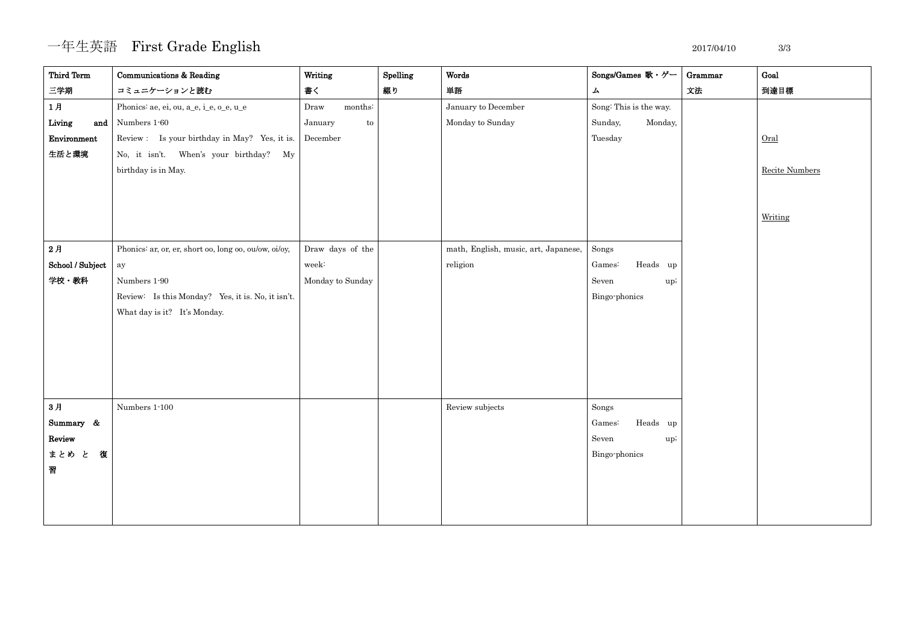# 一年生英語　First Grade English

2017/04/10

| Third Term 三学期 | Communications & Reading コミュニケーションと読む | Writing 書く | Spelling 綴り | Words 単語 | Songs/Games 歌・ゲーム | Grammar 文法 | Goal 到達目標 |
|---|---|---|---|---|---|---|---|
| 1月 Living and Environment 生活と環境 | Phonics: ae, ei, ou, a_e, i_e, o_e, u_e<br>Numbers 1-60<br>Review： Is your birthday in May? Yes, it is. No, it isn't. When's your birthday? My birthday is in May. | Draw months: January to December | | January to December<br>Monday to Sunday | Song: This is the way. Sunday, Monday, Tuesday | | Oral<br>Recite Numbers<br>Writing |
| 2月 School / Subject 学校・教科 | Phonics: ar, or, er, short oo, long oo, ou/ow, oi/oy, ay<br>Numbers 1-90<br>Review: Is this Monday? Yes, it is. No, it isn't. What day is it? It's Monday. | Draw days of the week: Monday to Sunday | | math, English, music, art, Japanese, religion | Songs<br>Games: Heads up Seven up; Bingo-phonics | | |
| 3月 Summary & Review まとめ と 復習 | Numbers 1-100 | | | Review subjects | Songs<br>Games: Heads up Seven up; Bingo-phonics | | |